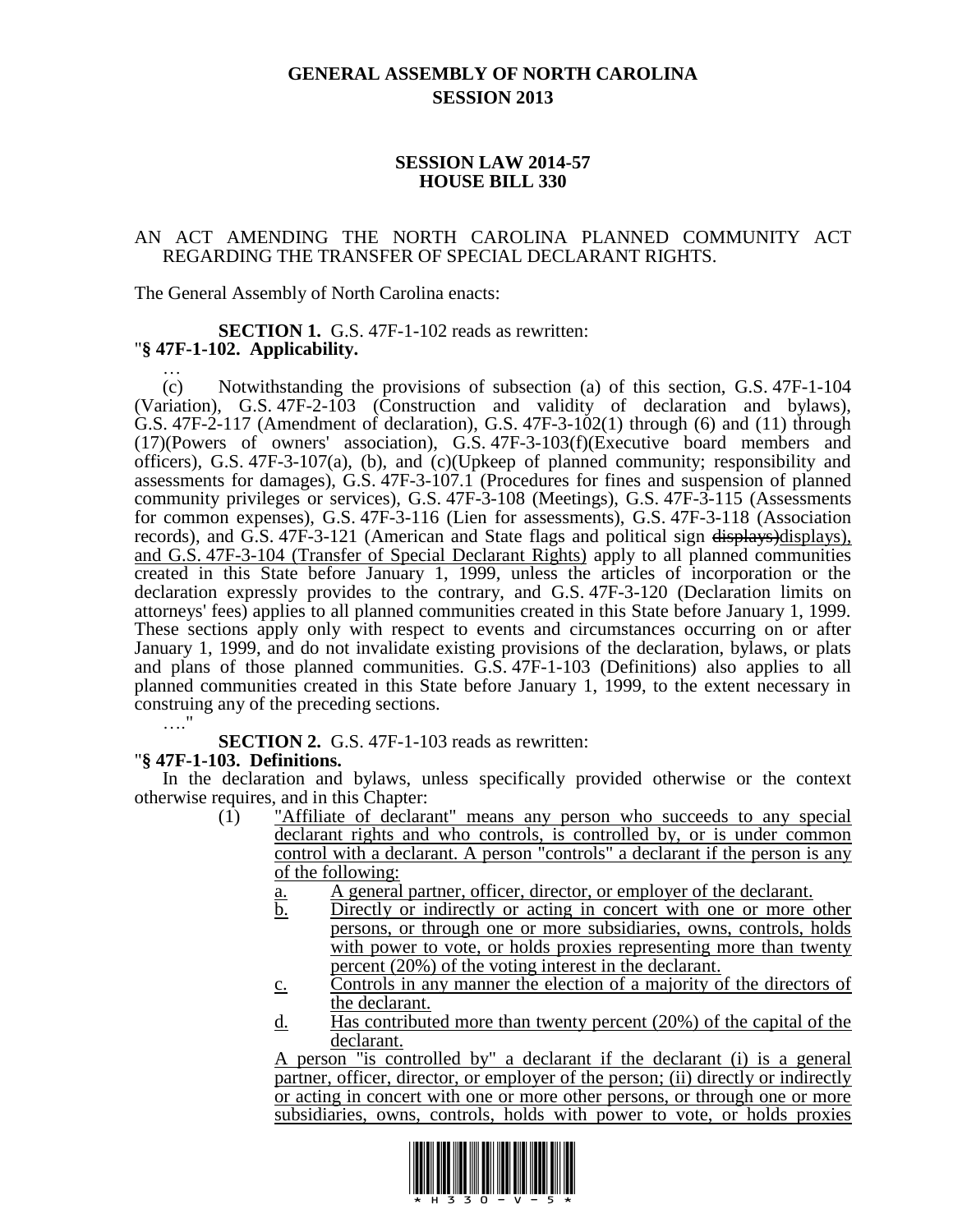# GENERAL ASSEMBLY OF NORTH CAROLINA
## SESSION 2013

### SESSION LAW 2014-57
### HOUSE BILL 330

AN ACT AMENDING THE NORTH CAROLINA PLANNED COMMUNITY ACT REGARDING THE TRANSFER OF SPECIAL DECLARANT RIGHTS.

The General Assembly of North Carolina enacts:

**SECTION 1.** G.S. 47F-1-102 reads as rewritten:

"**§ 47F-1-102. Applicability.**

…

(c) Notwithstanding the provisions of subsection (a) of this section, G.S. 47F-1-104 (Variation), G.S. 47F-2-103 (Construction and validity of declaration and bylaws), G.S. 47F-2-117 (Amendment of declaration), G.S. 47F-3-102(1) through (6) and (11) through (17)(Powers of owners' association), G.S. 47F-3-103(f)(Executive board members and officers), G.S. 47F-3-107(a), (b), and (c)(Upkeep of planned community; responsibility and assessments for damages), G.S. 47F-3-107.1 (Procedures for fines and suspension of planned community privileges or services), G.S. 47F-3-108 (Meetings), G.S. 47F-3-115 (Assessments for common expenses), G.S. 47F-3-116 (Lien for assessments), G.S. 47F-3-118 (Association records), and G.S. 47F-3-121 (American and State flags and political sign ~~displays)~~displays), and G.S. 47F-3-104 (Transfer of Special Declarant Rights) apply to all planned communities created in this State before January 1, 1999, unless the articles of incorporation or the declaration expressly provides to the contrary, and G.S. 47F-3-120 (Declaration limits on attorneys' fees) applies to all planned communities created in this State before January 1, 1999. These sections apply only with respect to events and circumstances occurring on or after January 1, 1999, and do not invalidate existing provisions of the declaration, bylaws, or plats and plans of those planned communities. G.S. 47F-1-103 (Definitions) also applies to all planned communities created in this State before January 1, 1999, to the extent necessary in construing any of the preceding sections.

…."

**SECTION 2.** G.S. 47F-1-103 reads as rewritten:

"**§ 47F-1-103. Definitions.**

In the declaration and bylaws, unless specifically provided otherwise or the context otherwise requires, and in this Chapter:

(1) "Affiliate of declarant" means any person who succeeds to any special declarant rights and who controls, is controlled by, or is under common control with a declarant. A person "controls" a declarant if the person is any of the following:

a. A general partner, officer, director, or employer of the declarant.

b. Directly or indirectly or acting in concert with one or more other persons, or through one or more subsidiaries, owns, controls, holds with power to vote, or holds proxies representing more than twenty percent (20%) of the voting interest in the declarant.

c. Controls in any manner the election of a majority of the directors of the declarant.

d. Has contributed more than twenty percent (20%) of the capital of the declarant.

A person "is controlled by" a declarant if the declarant (i) is a general partner, officer, director, or employer of the person; (ii) directly or indirectly or acting in concert with one or more other persons, or through one or more subsidiaries, owns, controls, holds with power to vote, or holds proxies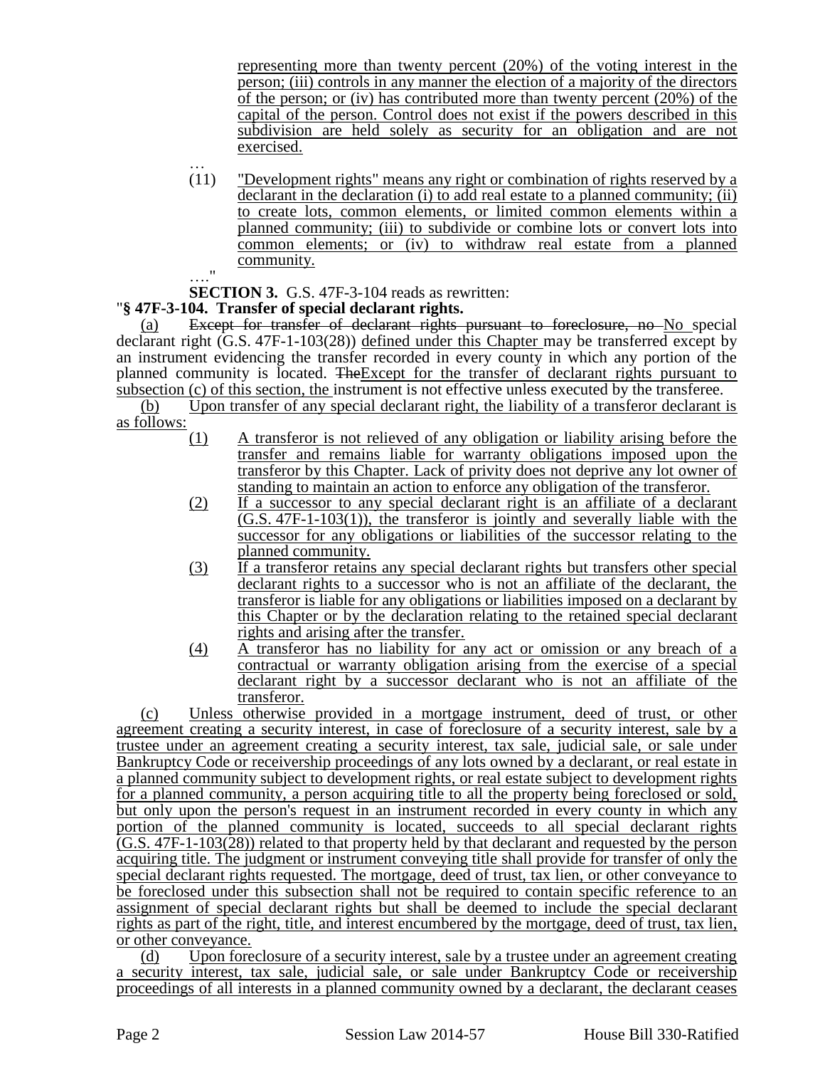representing more than twenty percent (20%) of the voting interest in the person; (iii) controls in any manner the election of a majority of the directors of the person; or (iv) has contributed more than twenty percent (20%) of the capital of the person. Control does not exist if the powers described in this subdivision are held solely as security for an obligation and are not exercised.

…

(11) "Development rights" means any right or combination of rights reserved by a declarant in the declaration (i) to add real estate to a planned community; (ii) to create lots, common elements, or limited common elements within a planned community; (iii) to subdivide or combine lots or convert lots into common elements; or (iv) to withdraw real estate from a planned community.

…."

**SECTION 3.** G.S. 47F-3-104 reads as rewritten:

"**§ 47F-3-104. Transfer of special declarant rights.**

(a) ~~Except for transfer of declarant rights pursuant to foreclosure, no~~ No special declarant right (G.S. 47F-1-103(28)) defined under this Chapter may be transferred except by an instrument evidencing the transfer recorded in every county in which any portion of the planned community is located. ~~The~~Except for the transfer of declarant rights pursuant to subsection (c) of this section, the instrument is not effective unless executed by the transferee.

(b) Upon transfer of any special declarant right, the liability of a transferor declarant is as follows:

(1) A transferor is not relieved of any obligation or liability arising before the transfer and remains liable for warranty obligations imposed upon the transferor by this Chapter. Lack of privity does not deprive any lot owner of standing to maintain an action to enforce any obligation of the transferor.

(2) If a successor to any special declarant right is an affiliate of a declarant (G.S. 47F-1-103(1)), the transferor is jointly and severally liable with the successor for any obligations or liabilities of the successor relating to the planned community.

(3) If a transferor retains any special declarant rights but transfers other special declarant rights to a successor who is not an affiliate of the declarant, the transferor is liable for any obligations or liabilities imposed on a declarant by this Chapter or by the declaration relating to the retained special declarant rights and arising after the transfer.

(4) A transferor has no liability for any act or omission or any breach of a contractual or warranty obligation arising from the exercise of a special declarant right by a successor declarant who is not an affiliate of the transferor.

(c) Unless otherwise provided in a mortgage instrument, deed of trust, or other agreement creating a security interest, in case of foreclosure of a security interest, sale by a trustee under an agreement creating a security interest, tax sale, judicial sale, or sale under Bankruptcy Code or receivership proceedings of any lots owned by a declarant, or real estate in a planned community subject to development rights, or real estate subject to development rights for a planned community, a person acquiring title to all the property being foreclosed or sold, but only upon the person's request in an instrument recorded in every county in which any portion of the planned community is located, succeeds to all special declarant rights (G.S. 47F-1-103(28)) related to that property held by that declarant and requested by the person acquiring title. The judgment or instrument conveying title shall provide for transfer of only the special declarant rights requested. The mortgage, deed of trust, tax lien, or other conveyance to be foreclosed under this subsection shall not be required to contain specific reference to an assignment of special declarant rights but shall be deemed to include the special declarant rights as part of the right, title, and interest encumbered by the mortgage, deed of trust, tax lien, or other conveyance.

(d) Upon foreclosure of a security interest, sale by a trustee under an agreement creating a security interest, tax sale, judicial sale, or sale under Bankruptcy Code or receivership proceedings of all interests in a planned community owned by a declarant, the declarant ceases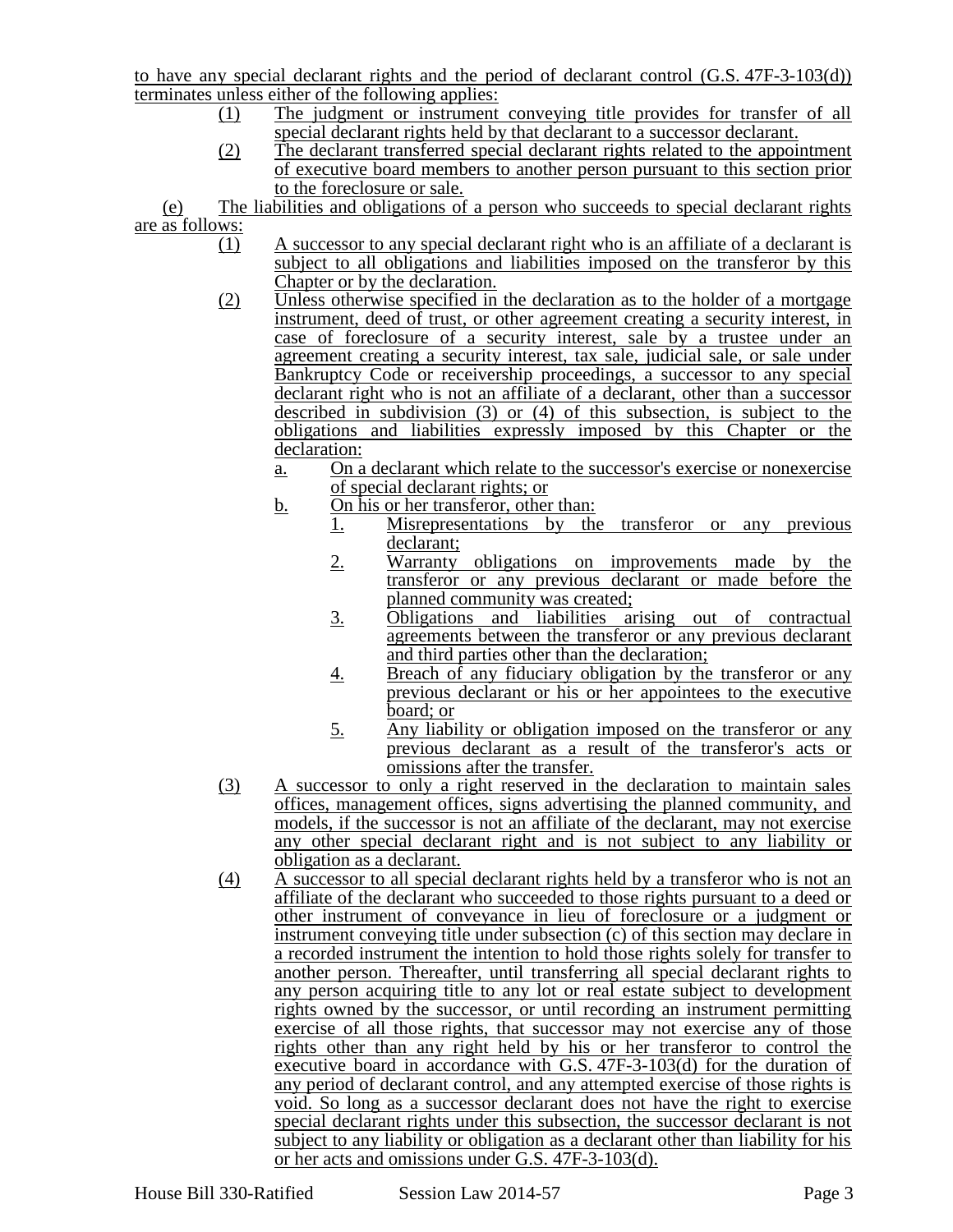to have any special declarant rights and the period of declarant control (G.S. 47F-3-103(d)) terminates unless either of the following applies:

(1) The judgment or instrument conveying title provides for transfer of all special declarant rights held by that declarant to a successor declarant.

(2) The declarant transferred special declarant rights related to the appointment of executive board members to another person pursuant to this section prior to the foreclosure or sale.

(e) The liabilities and obligations of a person who succeeds to special declarant rights are as follows:

(1) A successor to any special declarant right who is an affiliate of a declarant is subject to all obligations and liabilities imposed on the transferor by this Chapter or by the declaration.

(2) Unless otherwise specified in the declaration as to the holder of a mortgage instrument, deed of trust, or other agreement creating a security interest, in case of foreclosure of a security interest, sale by a trustee under an agreement creating a security interest, tax sale, judicial sale, or sale under Bankruptcy Code or receivership proceedings, a successor to any special declarant right who is not an affiliate of a declarant, other than a successor described in subdivision (3) or (4) of this subsection, is subject to the obligations and liabilities expressly imposed by this Chapter or the declaration:

a. On a declarant which relate to the successor's exercise or nonexercise of special declarant rights; or

b. On his or her transferor, other than:

1. Misrepresentations by the transferor or any previous declarant;

2. Warranty obligations on improvements made by the transferor or any previous declarant or made before the planned community was created;

3. Obligations and liabilities arising out of contractual agreements between the transferor or any previous declarant and third parties other than the declaration;

4. Breach of any fiduciary obligation by the transferor or any previous declarant or his or her appointees to the executive board; or

5. Any liability or obligation imposed on the transferor or any previous declarant as a result of the transferor's acts or omissions after the transfer.

(3) A successor to only a right reserved in the declaration to maintain sales offices, management offices, signs advertising the planned community, and models, if the successor is not an affiliate of the declarant, may not exercise any other special declarant right and is not subject to any liability or obligation as a declarant.

(4) A successor to all special declarant rights held by a transferor who is not an affiliate of the declarant who succeeded to those rights pursuant to a deed or other instrument of conveyance in lieu of foreclosure or a judgment or instrument conveying title under subsection (c) of this section may declare in a recorded instrument the intention to hold those rights solely for transfer to another person. Thereafter, until transferring all special declarant rights to any person acquiring title to any lot or real estate subject to development rights owned by the successor, or until recording an instrument permitting exercise of all those rights, that successor may not exercise any of those rights other than any right held by his or her transferor to control the executive board in accordance with G.S. 47F-3-103(d) for the duration of any period of declarant control, and any attempted exercise of those rights is void. So long as a successor declarant does not have the right to exercise special declarant rights under this subsection, the successor declarant is not subject to any liability or obligation as a declarant other than liability for his or her acts and omissions under G.S. 47F-3-103(d).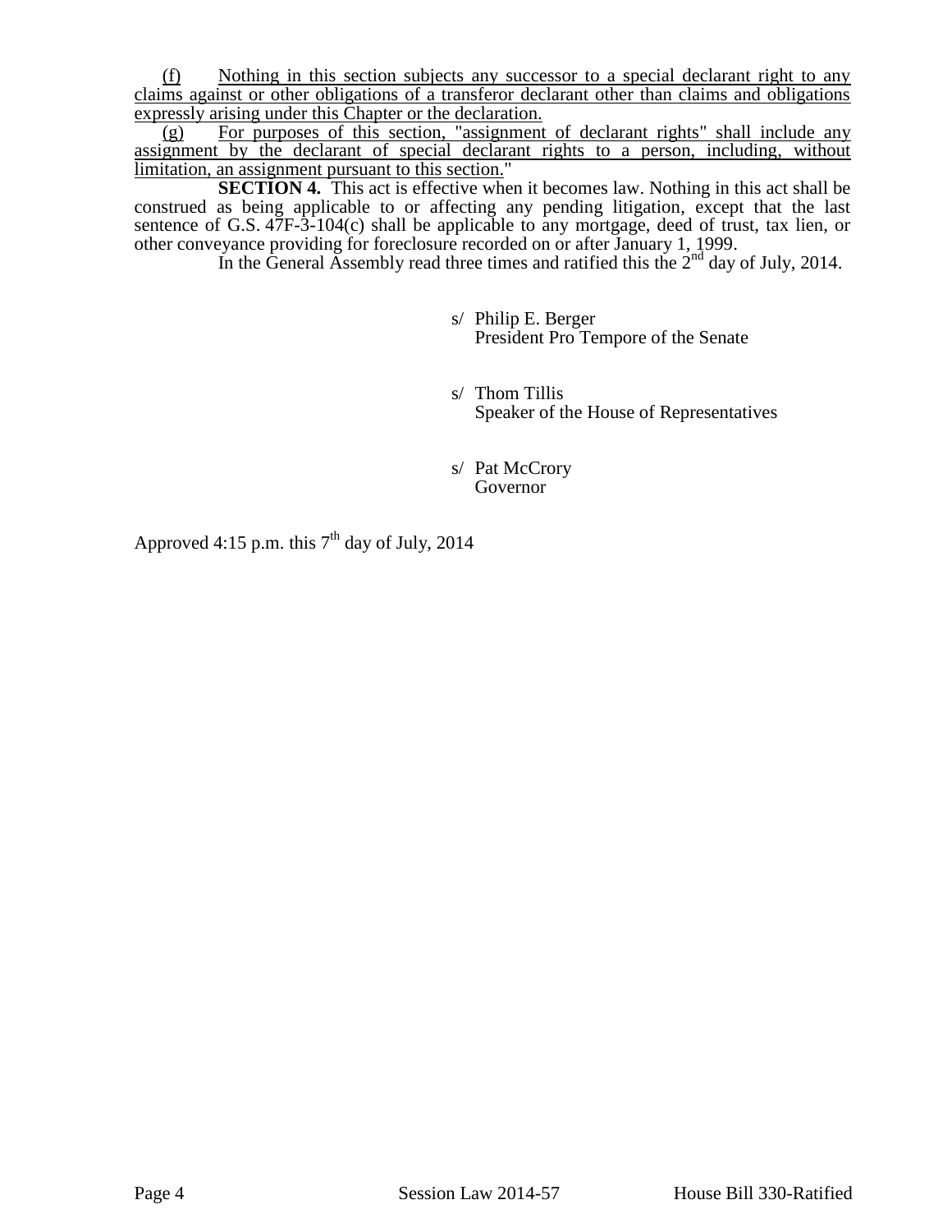(f) Nothing in this section subjects any successor to a special declarant right to any claims against or other obligations of a transferor declarant other than claims and obligations expressly arising under this Chapter or the declaration.

(g) For purposes of this section, "assignment of declarant rights" shall include any assignment by the declarant of special declarant rights to a person, including, without limitation, an assignment pursuant to this section."

**SECTION 4.** This act is effective when it becomes law. Nothing in this act shall be construed as being applicable to or affecting any pending litigation, except that the last sentence of G.S. 47F-3-104(c) shall be applicable to any mortgage, deed of trust, tax lien, or other conveyance providing for foreclosure recorded on or after January 1, 1999.

In the General Assembly read three times and ratified this the 2nd day of July, 2014.

s/ Philip E. Berger
President Pro Tempore of the Senate

s/ Thom Tillis
Speaker of the House of Representatives

s/ Pat McCrory
Governor

Approved 4:15 p.m. this 7th day of July, 2014